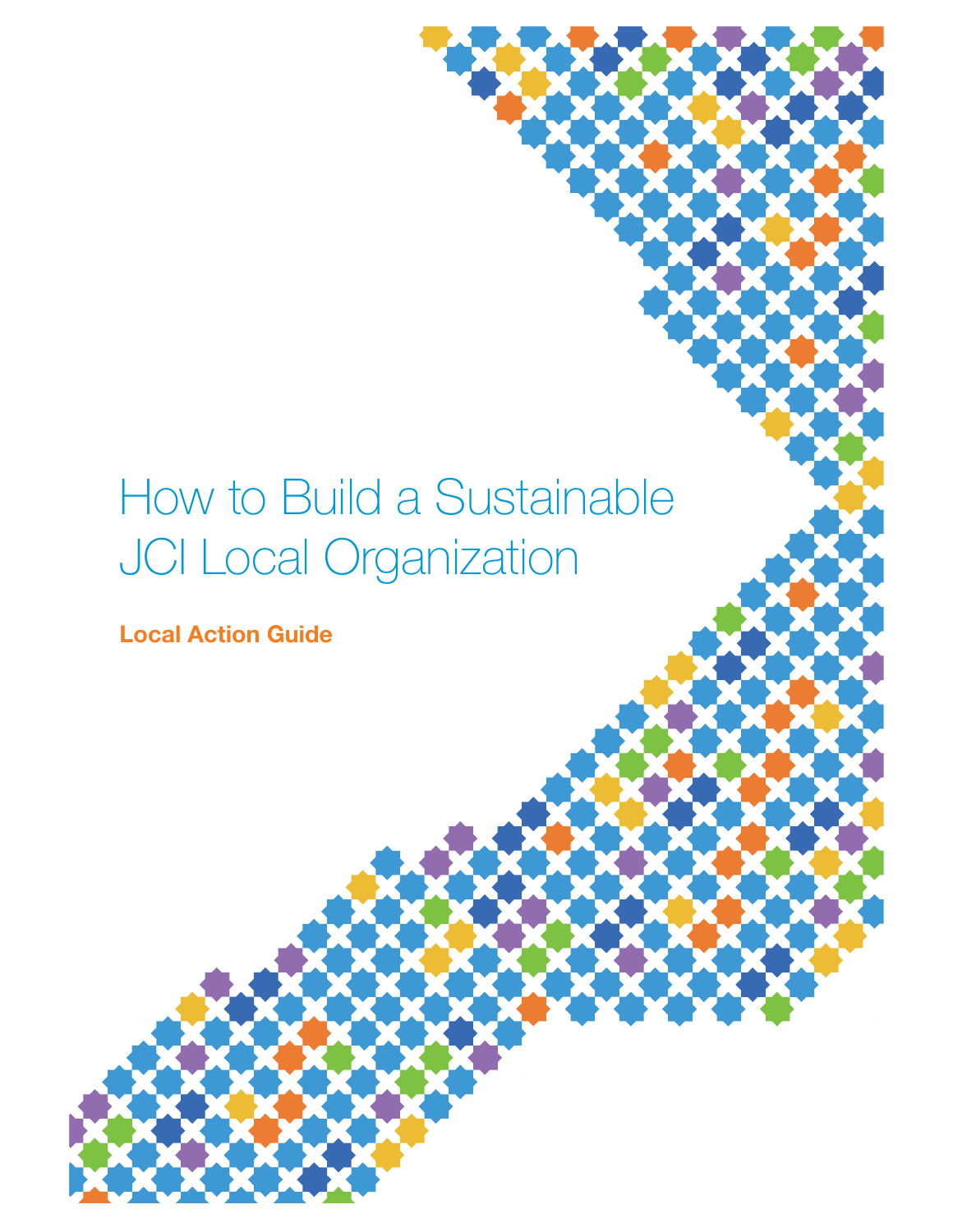# How to Build a Sustainable JCI Local Organization

**Local Action Guide**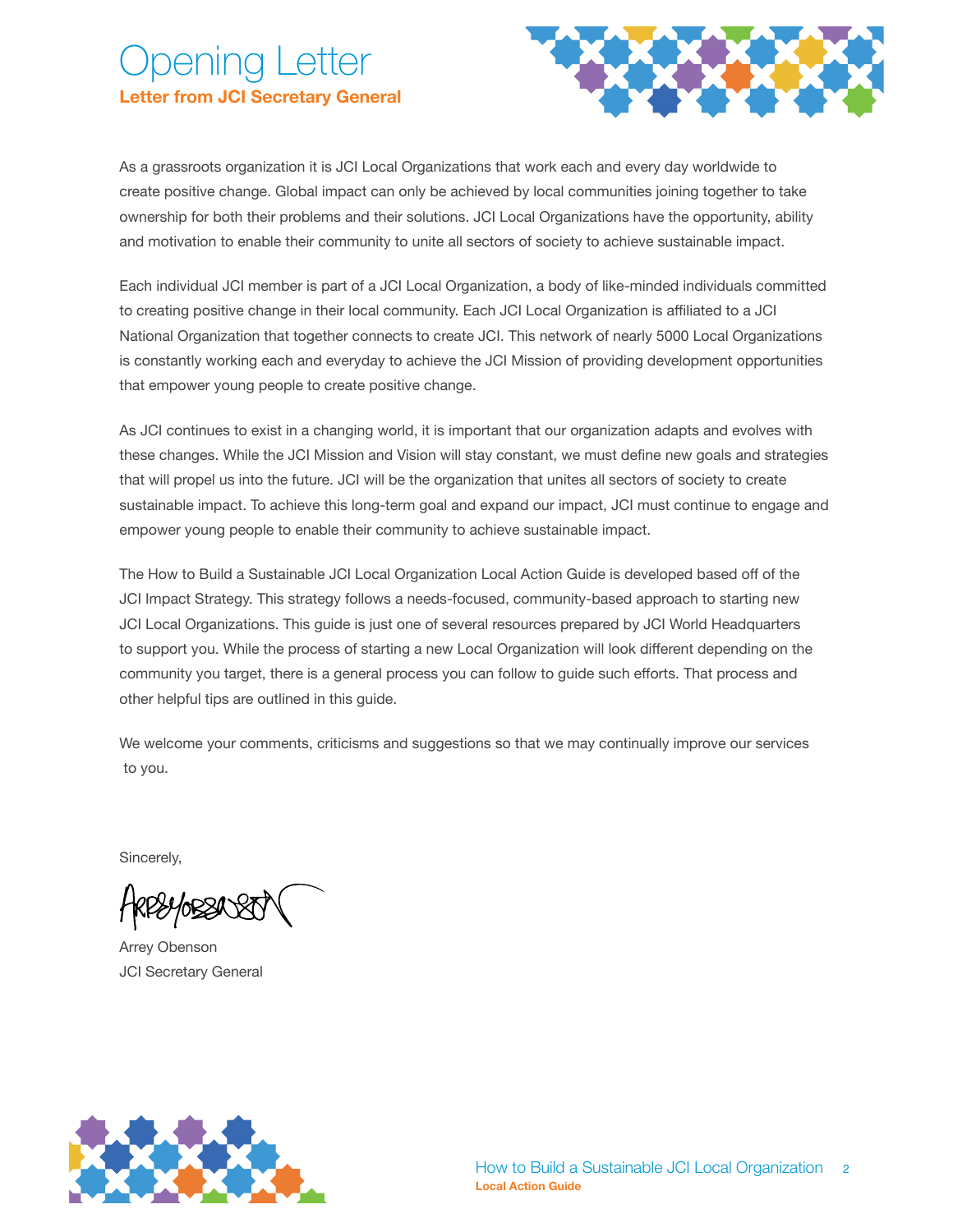# Opening Letter

## Letter from JCI Secretary General

As a grassroots organization it is JCI Local Organizations that work each and every day worldwide to create positive change. Global impact can only be achieved by local communities joining together to take ownership for both their problems and their solutions. JCI Local Organizations have the opportunity, ability and motivation to enable their community to unite all sectors of society to achieve sustainable impact.

Each individual JCI member is part of a JCI Local Organization, a body of like-minded individuals committed to creating positive change in their local community. Each JCI Local Organization is affiliated to a JCI National Organization that together connects to create JCI. This network of nearly 5000 Local Organizations is constantly working each and everyday to achieve the JCI Mission of providing development opportunities that empower young people to create positive change.

As JCI continues to exist in a changing world, it is important that our organization adapts and evolves with these changes. While the JCI Mission and Vision will stay constant, we must define new goals and strategies that will propel us into the future. JCI will be the organization that unites all sectors of society to create sustainable impact. To achieve this long-term goal and expand our impact, JCI must continue to engage and empower young people to enable their community to achieve sustainable impact.

The How to Build a Sustainable JCI Local Organization Local Action Guide is developed based off of the JCI Impact Strategy. This strategy follows a needs-focused, community-based approach to starting new JCI Local Organizations. This guide is just one of several resources prepared by JCI World Headquarters to support you. While the process of starting a new Local Organization will look different depending on the community you target, there is a general process you can follow to guide such efforts. That process and other helpful tips are outlined in this guide.

We welcome your comments, criticisms and suggestions so that we may continually improve our services to you.

Sincerely,

Arrey Obenson
JCI Secretary General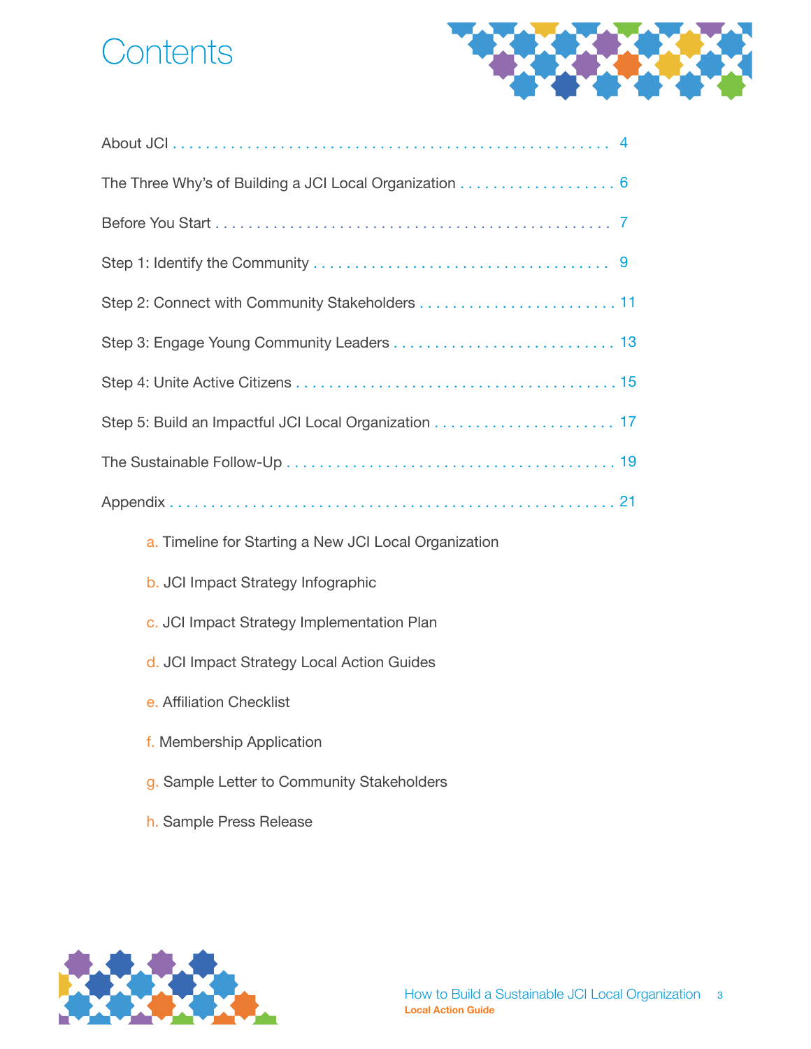# Contents

About JCI . . . . . . . . . . . . . . . . . . . . . . . . . . . . . . . . . . . . . . . . . . . . . . . . . . . 4

The Three Why's of Building a JCI Local Organization . . . . . . . . . . . . . . . . . . . 6

Before You Start . . . . . . . . . . . . . . . . . . . . . . . . . . . . . . . . . . . . . . . . . . . . . 7

Step 1: Identify the Community . . . . . . . . . . . . . . . . . . . . . . . . . . . . . . . . . . . 9

Step 2: Connect with Community Stakeholders . . . . . . . . . . . . . . . . . . . . . . . . 11

Step 3: Engage Young Community Leaders . . . . . . . . . . . . . . . . . . . . . . . . . . . 13

Step 4: Unite Active Citizens . . . . . . . . . . . . . . . . . . . . . . . . . . . . . . . . . . . . . 15

Step 5: Build an Impactful JCI Local Organization . . . . . . . . . . . . . . . . . . . . . . 17

The Sustainable Follow-Up . . . . . . . . . . . . . . . . . . . . . . . . . . . . . . . . . . . . . . 19

Appendix . . . . . . . . . . . . . . . . . . . . . . . . . . . . . . . . . . . . . . . . . . . . . . . . . . 21

- a. Timeline for Starting a New JCI Local Organization
- b. JCI Impact Strategy Infographic
- c. JCI Impact Strategy Implementation Plan
- d. JCI Impact Strategy Local Action Guides
- e. Affiliation Checklist
- f. Membership Application
- g. Sample Letter to Community Stakeholders
- h. Sample Press Release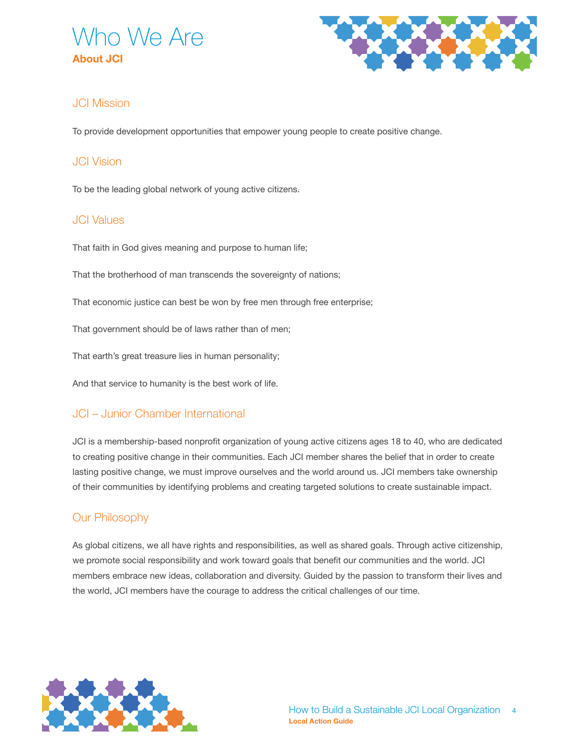# Who We Are

**About JCI**

## JCI Mission

To provide development opportunities that empower young people to create positive change.

## JCI Vision

To be the leading global network of young active citizens.

## JCI Values

That faith in God gives meaning and purpose to human life;

That the brotherhood of man transcends the sovereignty of nations;

That economic justice can best be won by free men through free enterprise;

That government should be of laws rather than of men;

That earth's great treasure lies in human personality;

And that service to humanity is the best work of life.

## JCI – Junior Chamber International

JCI is a membership-based nonprofit organization of young active citizens ages 18 to 40, who are dedicated to creating positive change in their communities. Each JCI member shares the belief that in order to create lasting positive change, we must improve ourselves and the world around us. JCI members take ownership of their communities by identifying problems and creating targeted solutions to create sustainable impact.

## Our Philosophy

As global citizens, we all have rights and responsibilities, as well as shared goals. Through active citizenship, we promote social responsibility and work toward goals that benefit our communities and the world. JCI members embrace new ideas, collaboration and diversity. Guided by the passion to transform their lives and the world, JCI members have the courage to address the critical challenges of our time.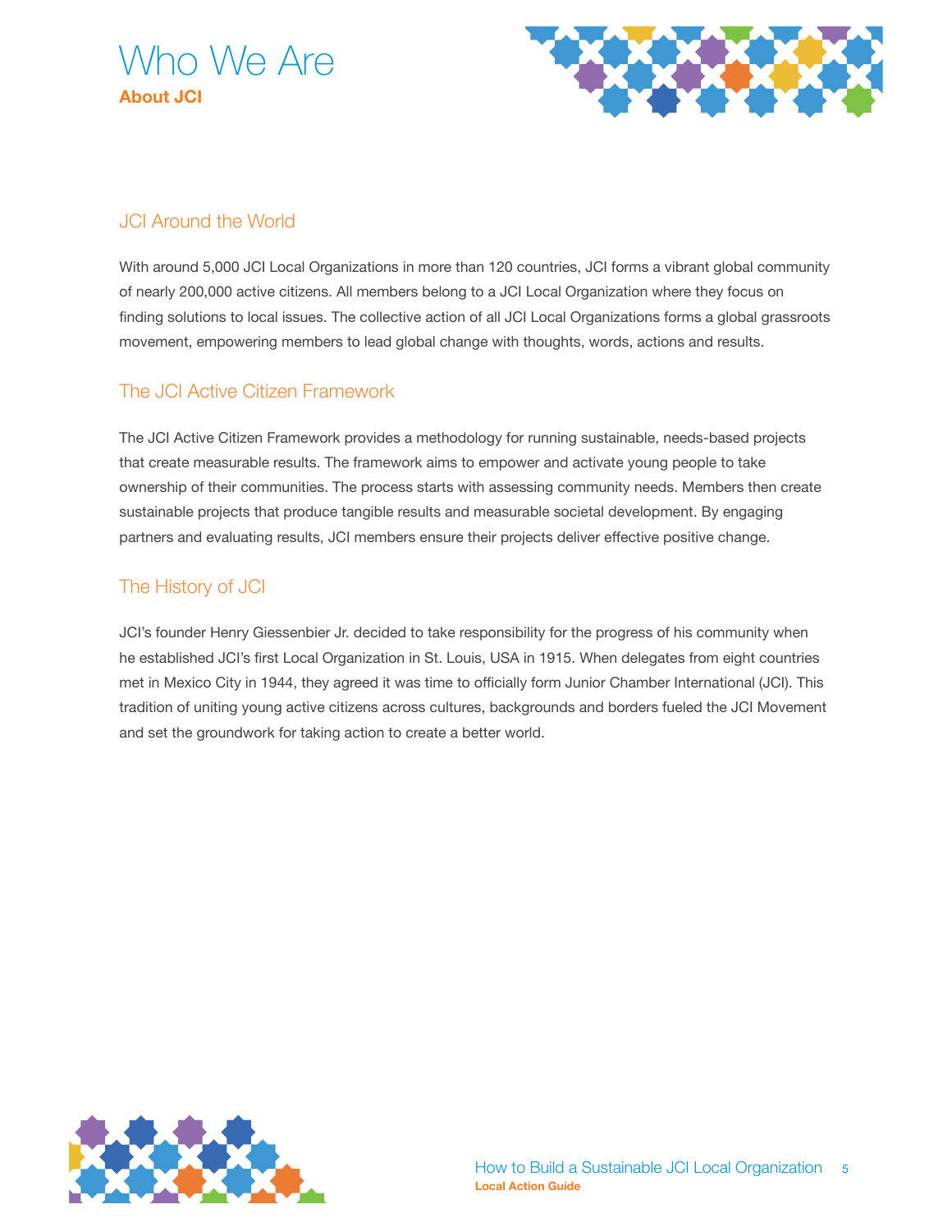# Who We Are

**About JCI**

## JCI Around the World

With around 5,000 JCI Local Organizations in more than 120 countries, JCI forms a vibrant global community of nearly 200,000 active citizens. All members belong to a JCI Local Organization where they focus on finding solutions to local issues. The collective action of all JCI Local Organizations forms a global grassroots movement, empowering members to lead global change with thoughts, words, actions and results.

## The JCI Active Citizen Framework

The JCI Active Citizen Framework provides a methodology for running sustainable, needs-based projects that create measurable results. The framework aims to empower and activate young people to take ownership of their communities. The process starts with assessing community needs. Members then create sustainable projects that produce tangible results and measurable societal development. By engaging partners and evaluating results, JCI members ensure their projects deliver effective positive change.

## The History of JCI

JCI's founder Henry Giessenbier Jr. decided to take responsibility for the progress of his community when he established JCI's first Local Organization in St. Louis, USA in 1915. When delegates from eight countries met in Mexico City in 1944, they agreed it was time to officially form Junior Chamber International (JCI). This tradition of uniting young active citizens across cultures, backgrounds and borders fueled the JCI Movement and set the groundwork for taking action to create a better world.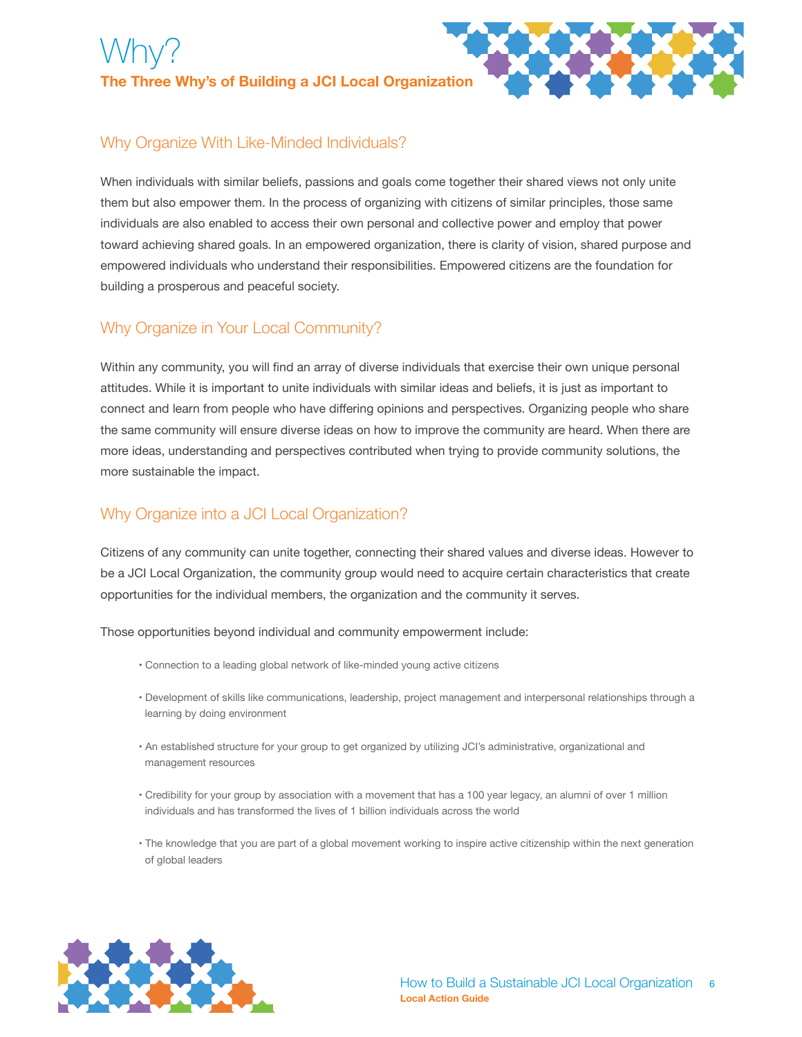# Why?

## The Three Why's of Building a JCI Local Organization

### Why Organize With Like-Minded Individuals?

When individuals with similar beliefs, passions and goals come together their shared views not only unite them but also empower them. In the process of organizing with citizens of similar principles, those same individuals are also enabled to access their own personal and collective power and employ that power toward achieving shared goals. In an empowered organization, there is clarity of vision, shared purpose and empowered individuals who understand their responsibilities. Empowered citizens are the foundation for building a prosperous and peaceful society.

### Why Organize in Your Local Community?

Within any community, you will find an array of diverse individuals that exercise their own unique personal attitudes. While it is important to unite individuals with similar ideas and beliefs, it is just as important to connect and learn from people who have differing opinions and perspectives. Organizing people who share the same community will ensure diverse ideas on how to improve the community are heard. When there are more ideas, understanding and perspectives contributed when trying to provide community solutions, the more sustainable the impact.

### Why Organize into a JCI Local Organization?

Citizens of any community can unite together, connecting their shared values and diverse ideas. However to be a JCI Local Organization, the community group would need to acquire certain characteristics that create opportunities for the individual members, the organization and the community it serves.

Those opportunities beyond individual and community empowerment include:

- Connection to a leading global network of like-minded young active citizens
- Development of skills like communications, leadership, project management and interpersonal relationships through a learning by doing environment
- An established structure for your group to get organized by utilizing JCI's administrative, organizational and management resources
- Credibility for your group by association with a movement that has a 100 year legacy, an alumni of over 1 million individuals and has transformed the lives of 1 billion individuals across the world
- The knowledge that you are part of a global movement working to inspire active citizenship within the next generation of global leaders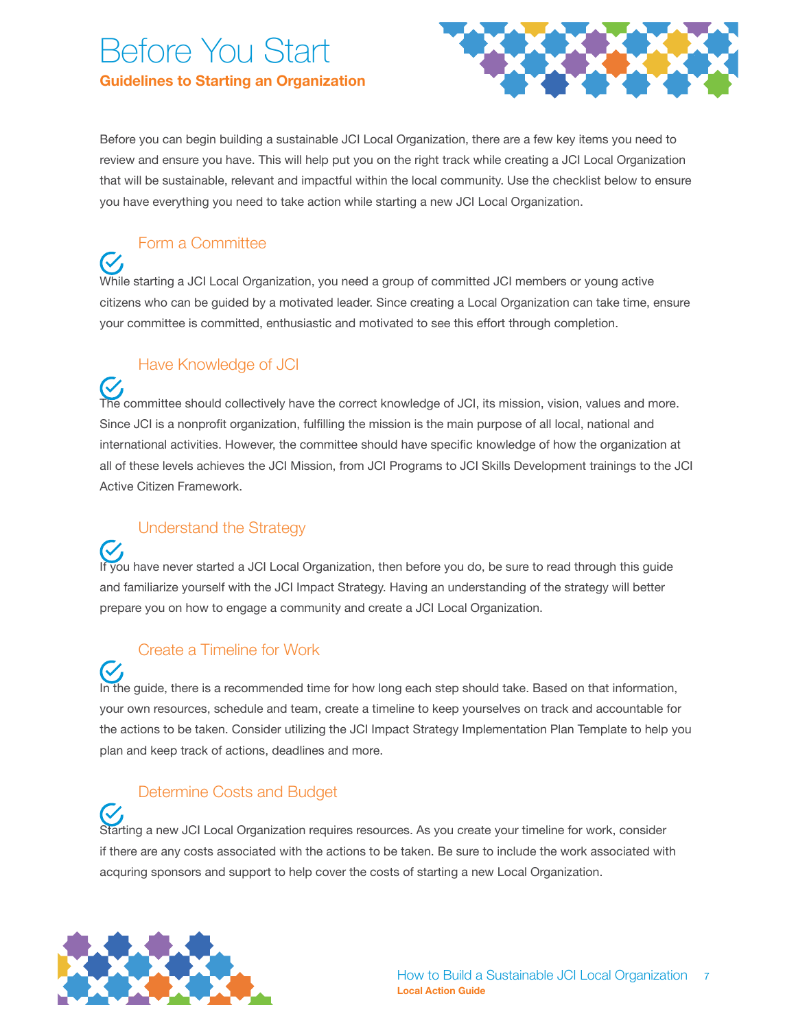# Before You Start

**Guidelines to Starting an Organization**

Before you can begin building a sustainable JCI Local Organization, there are a few key items you need to review and ensure you have. This will help put you on the right track while creating a JCI Local Organization that will be sustainable, relevant and impactful within the local community. Use the checklist below to ensure you have everything you need to take action while starting a new JCI Local Organization.

## Form a Committee

While starting a JCI Local Organization, you need a group of committed JCI members or young active citizens who can be guided by a motivated leader. Since creating a Local Organization can take time, ensure your committee is committed, enthusiastic and motivated to see this effort through completion.

## Have Knowledge of JCI

The committee should collectively have the correct knowledge of JCI, its mission, vision, values and more. Since JCI is a nonprofit organization, fulfilling the mission is the main purpose of all local, national and international activities. However, the committee should have specific knowledge of how the organization at all of these levels achieves the JCI Mission, from JCI Programs to JCI Skills Development trainings to the JCI Active Citizen Framework.

## Understand the Strategy

If you have never started a JCI Local Organization, then before you do, be sure to read through this guide and familiarize yourself with the JCI Impact Strategy. Having an understanding of the strategy will better prepare you on how to engage a community and create a JCI Local Organization.

## Create a Timeline for Work

In the guide, there is a recommended time for how long each step should take. Based on that information, your own resources, schedule and team, create a timeline to keep yourselves on track and accountable for the actions to be taken. Consider utilizing the JCI Impact Strategy Implementation Plan Template to help you plan and keep track of actions, deadlines and more.

## Determine Costs and Budget

Starting a new JCI Local Organization requires resources. As you create your timeline for work, consider if there are any costs associated with the actions to be taken. Be sure to include the work associated with acquring sponsors and support to help cover the costs of starting a new Local Organization.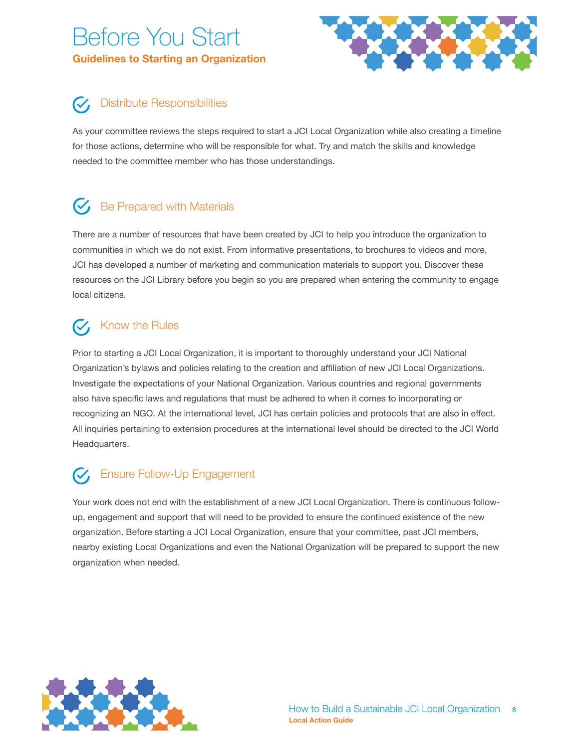# Before You Start

**Guidelines to Starting an Organization**

## Distribute Responsibilities

As your committee reviews the steps required to start a JCI Local Organization while also creating a timeline for those actions, determine who will be responsible for what. Try and match the skills and knowledge needed to the committee member who has those understandings.

## Be Prepared with Materials

There are a number of resources that have been created by JCI to help you introduce the organization to communities in which we do not exist. From informative presentations, to brochures to videos and more, JCI has developed a number of marketing and communication materials to support you. Discover these resources on the JCI Library before you begin so you are prepared when entering the community to engage local citizens.

## Know the Rules

Prior to starting a JCI Local Organization, it is important to thoroughly understand your JCI National Organization's bylaws and policies relating to the creation and affiliation of new JCI Local Organizations. Investigate the expectations of your National Organization. Various countries and regional governments also have specific laws and regulations that must be adhered to when it comes to incorporating or recognizing an NGO. At the international level, JCI has certain policies and protocols that are also in effect. All inquiries pertaining to extension procedures at the international level should be directed to the JCI World Headquarters.

## Ensure Follow-Up Engagement

Your work does not end with the establishment of a new JCI Local Organization. There is continuous follow-up, engagement and support that will need to be provided to ensure the continued existence of the new organization. Before starting a JCI Local Organization, ensure that your committee, past JCI members, nearby existing Local Organizations and even the National Organization will be prepared to support the new organization when needed.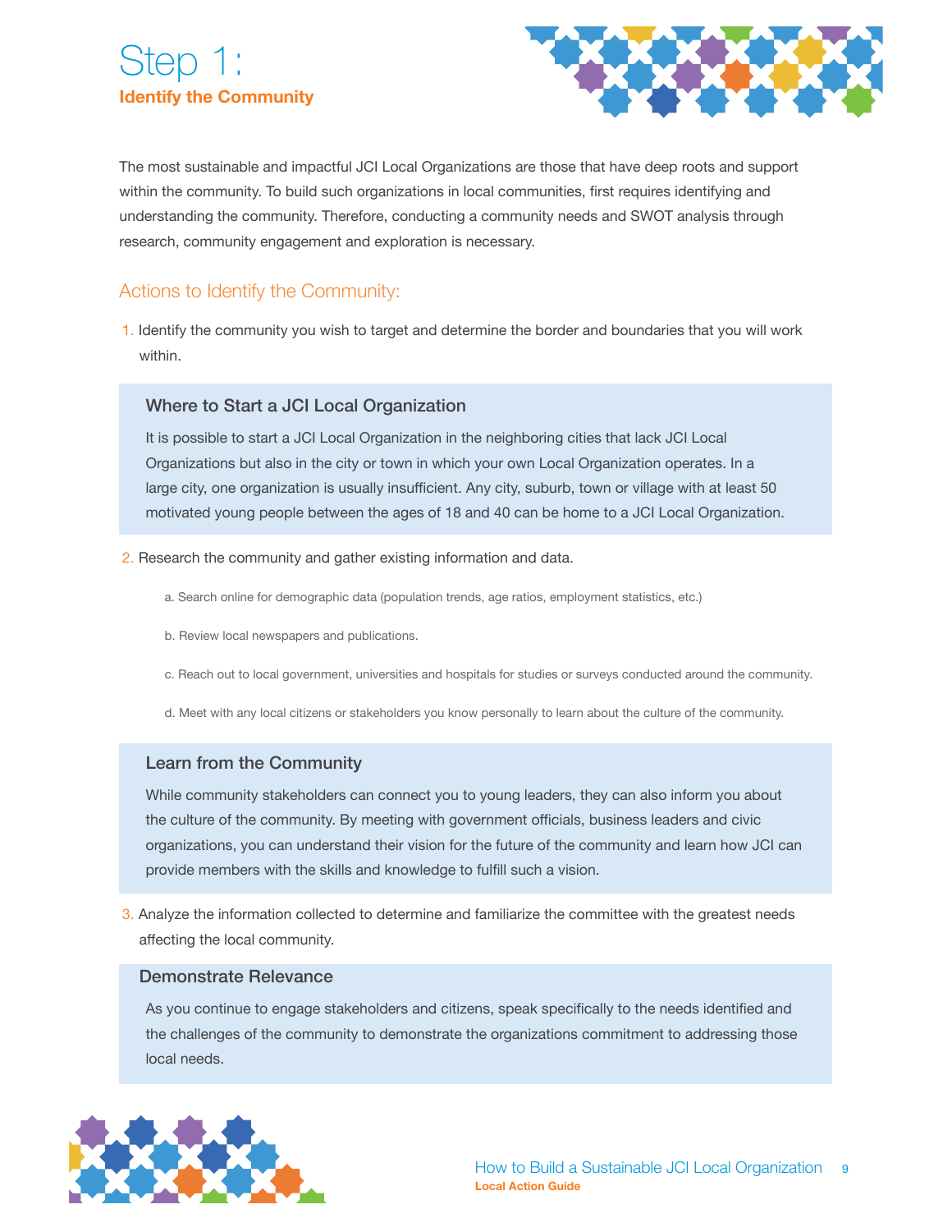# Step 1:

## Identify the Community

The most sustainable and impactful JCI Local Organizations are those that have deep roots and support within the community. To build such organizations in local communities, first requires identifying and understanding the community. Therefore, conducting a community needs and SWOT analysis through research, community engagement and exploration is necessary.

### Actions to Identify the Community:

1. Identify the community you wish to target and determine the border and boundaries that you will work within.

#### Where to Start a JCI Local Organization

It is possible to start a JCI Local Organization in the neighboring cities that lack JCI Local Organizations but also in the city or town in which your own Local Organization operates. In a large city, one organization is usually insufficient. Any city, suburb, town or village with at least 50 motivated young people between the ages of 18 and 40 can be home to a JCI Local Organization.

2. Research the community and gather existing information and data.

    a. Search online for demographic data (population trends, age ratios, employment statistics, etc.)

    b. Review local newspapers and publications.

    c. Reach out to local government, universities and hospitals for studies or surveys conducted around the community.

    d. Meet with any local citizens or stakeholders you know personally to learn about the culture of the community.

#### Learn from the Community

While community stakeholders can connect you to young leaders, they can also inform you about the culture of the community. By meeting with government officials, business leaders and civic organizations, you can understand their vision for the future of the community and learn how JCI can provide members with the skills and knowledge to fulfill such a vision.

3. Analyze the information collected to determine and familiarize the committee with the greatest needs affecting the local community.

#### Demonstrate Relevance

As you continue to engage stakeholders and citizens, speak specifically to the needs identified and the challenges of the community to demonstrate the organizations commitment to addressing those local needs.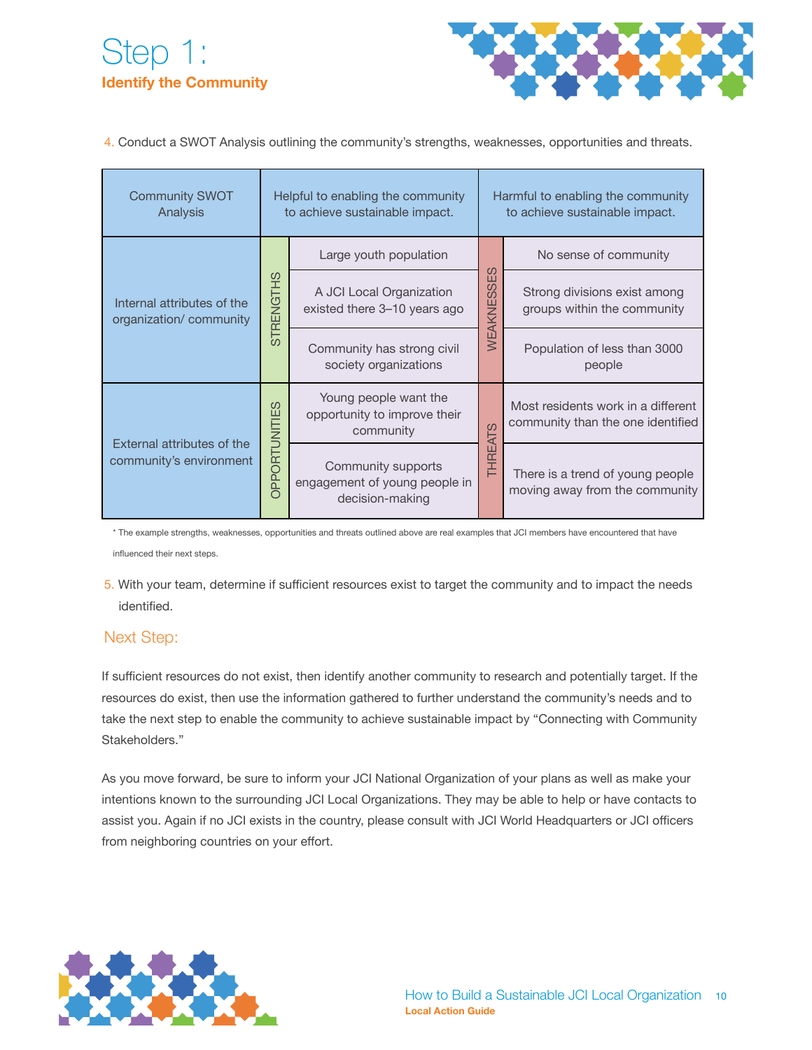# Step 1:

## Identify the Community

4. Conduct a SWOT Analysis outlining the community's strengths, weaknesses, opportunities and threats.

| Community SWOT Analysis | | Helpful to enabling the community to achieve sustainable impact. | | Harmful to enabling the community to achieve sustainable impact. |
|---|---|---|---|---|
| Internal attributes of the organization/ community | STRENGTHS | Large youth population | WEAKNESSES | No sense of community |
| | | A JCI Local Organization existed there 3–10 years ago | | Strong divisions exist among groups within the community |
| | | Community has strong civil society organizations | | Population of less than 3000 people |
| External attributes of the community's environment | OPPORTUNITIES | Young people want the opportunity to improve their community | THREATS | Most residents work in a different community than the one identified |
| | | Community supports engagement of young people in decision-making | | There is a trend of young people moving away from the community |

* The example strengths, weaknesses, opportunities and threats outlined above are real examples that JCI members have encountered that have influenced their next steps.

5. With your team, determine if sufficient resources exist to target the community and to impact the needs identified.

### Next Step:

If sufficient resources do not exist, then identify another community to research and potentially target. If the resources do exist, then use the information gathered to further understand the community's needs and to take the next step to enable the community to achieve sustainable impact by "Connecting with Community Stakeholders."

As you move forward, be sure to inform your JCI National Organization of your plans as well as make your intentions known to the surrounding JCI Local Organizations. They may be able to help or have contacts to assist you. Again if no JCI exists in the country, please consult with JCI World Headquarters or JCI officers from neighboring countries on your effort.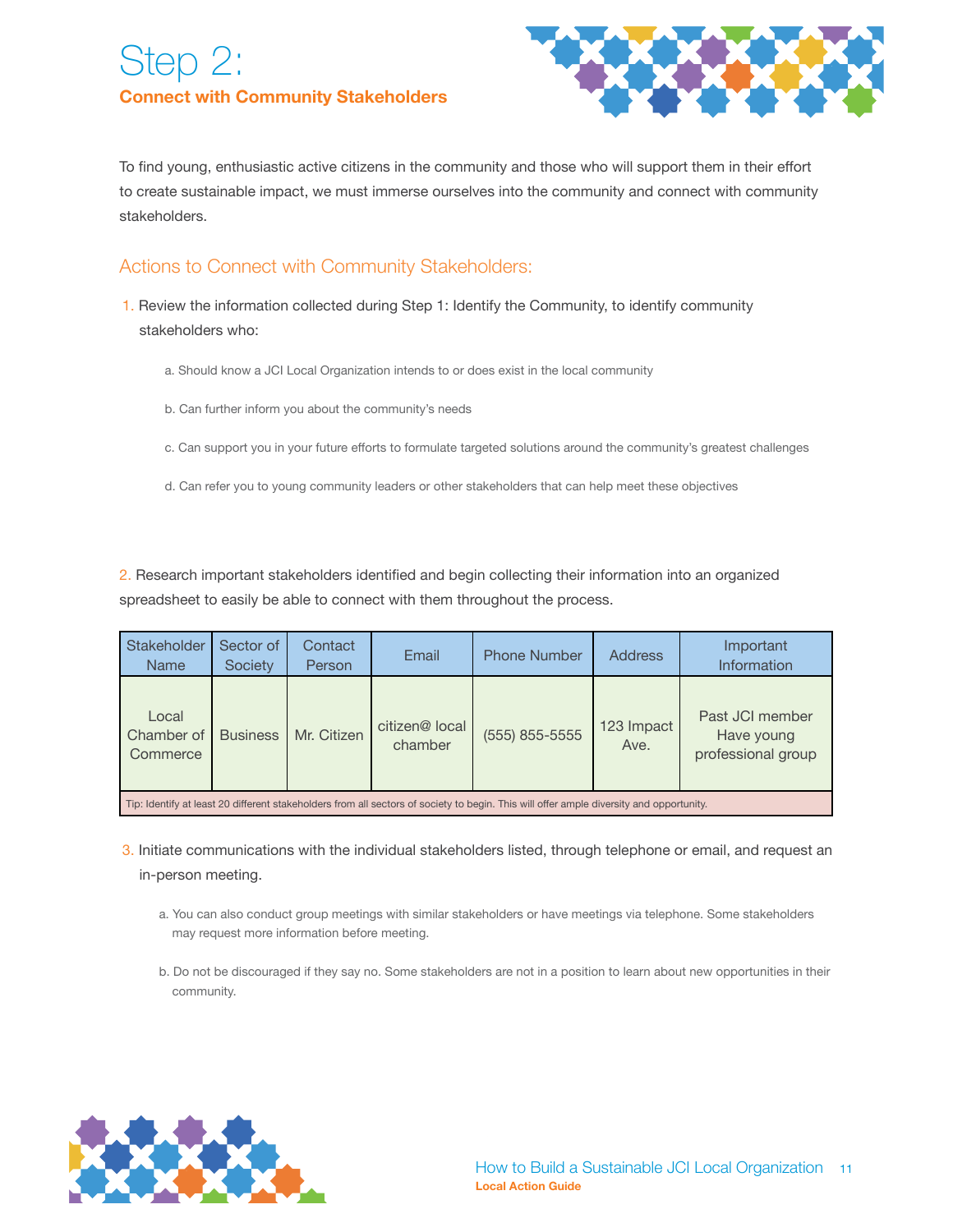# Step 2:

## Connect with Community Stakeholders

To find young, enthusiastic active citizens in the community and those who will support them in their effort to create sustainable impact, we must immerse ourselves into the community and connect with community stakeholders.

### Actions to Connect with Community Stakeholders:

1. Review the information collected during Step 1: Identify the Community, to identify community stakeholders who:
   a. Should know a JCI Local Organization intends to or does exist in the local community
   b. Can further inform you about the community's needs
   c. Can support you in your future efforts to formulate targeted solutions around the community's greatest challenges
   d. Can refer you to young community leaders or other stakeholders that can help meet these objectives

2. Research important stakeholders identified and begin collecting their information into an organized spreadsheet to easily be able to connect with them throughout the process.

| Stakeholder Name | Sector of Society | Contact Person | Email | Phone Number | Address | Important Information |
|---|---|---|---|---|---|---|
| Local Chamber of Commerce | Business | Mr. Citizen | citizen@ local chamber | (555) 855-5555 | 123 Impact Ave. | Past JCI member Have young professional group |
| Tip: Identify at least 20 different stakeholders from all sectors of society to begin. This will offer ample diversity and opportunity. | | | | | | |

3. Initiate communications with the individual stakeholders listed, through telephone or email, and request an in-person meeting.
   a. You can also conduct group meetings with similar stakeholders or have meetings via telephone. Some stakeholders may request more information before meeting.
   b. Do not be discouraged if they say no. Some stakeholders are not in a position to learn about new opportunities in their community.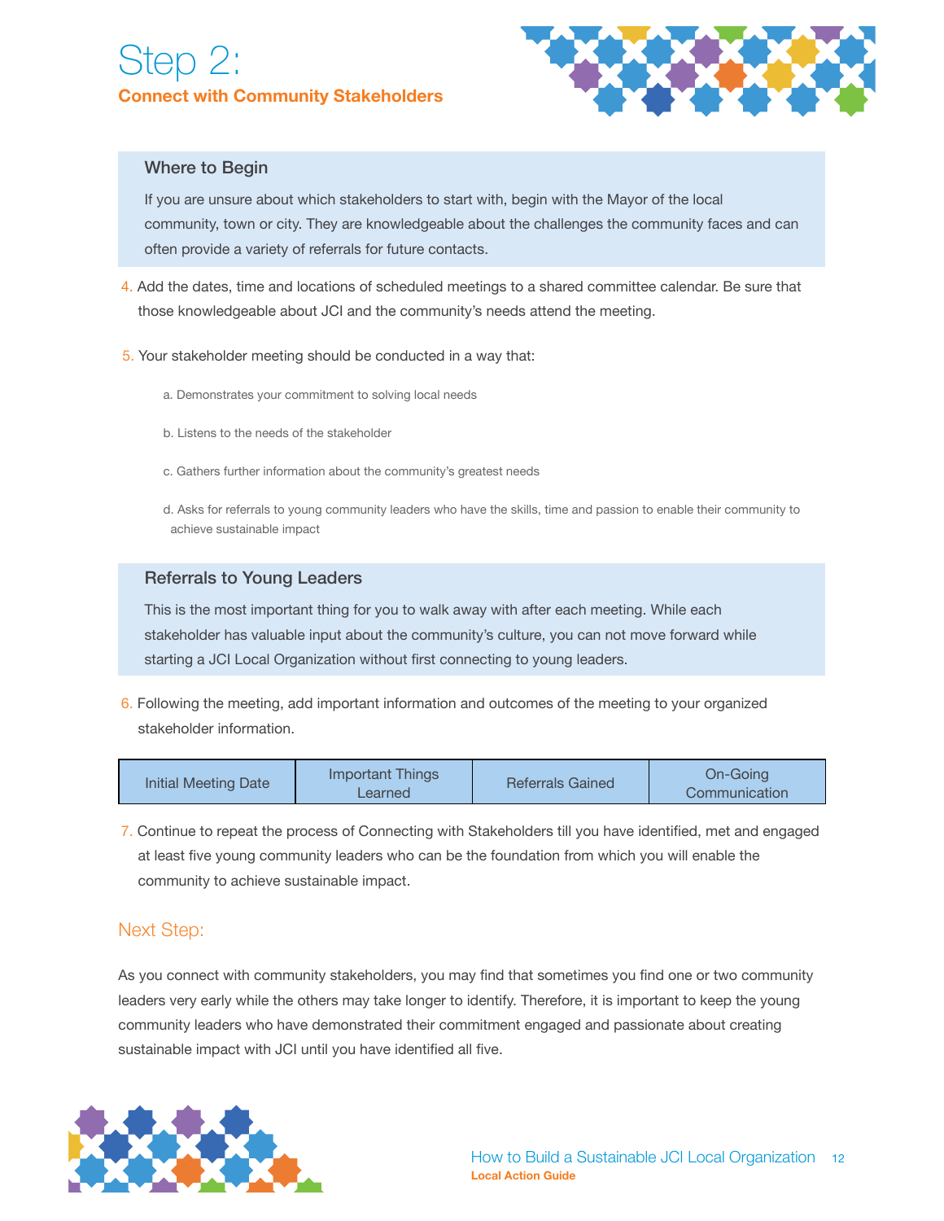# Step 2:

## Connect with Community Stakeholders

### Where to Begin

If you are unsure about which stakeholders to start with, begin with the Mayor of the local community, town or city. They are knowledgeable about the challenges the community faces and can often provide a variety of referrals for future contacts.

4. Add the dates, time and locations of scheduled meetings to a shared committee calendar. Be sure that those knowledgeable about JCI and the community's needs attend the meeting.

5. Your stakeholder meeting should be conducted in a way that:

   a. Demonstrates your commitment to solving local needs

   b. Listens to the needs of the stakeholder

   c. Gathers further information about the community's greatest needs

   d. Asks for referrals to young community leaders who have the skills, time and passion to enable their community to achieve sustainable impact

### Referrals to Young Leaders

This is the most important thing for you to walk away with after each meeting. While each stakeholder has valuable input about the community's culture, you can not move forward while starting a JCI Local Organization without first connecting to young leaders.

6. Following the meeting, add important information and outcomes of the meeting to your organized stakeholder information.

| Initial Meeting Date | Important Things Learned | Referrals Gained | On-Going Communication |
|---|---|---|---|

7. Continue to repeat the process of Connecting with Stakeholders till you have identified, met and engaged at least five young community leaders who can be the foundation from which you will enable the community to achieve sustainable impact.

## Next Step:

As you connect with community stakeholders, you may find that sometimes you find one or two community leaders very early while the others may take longer to identify. Therefore, it is important to keep the young community leaders who have demonstrated their commitment engaged and passionate about creating sustainable impact with JCI until you have identified all five.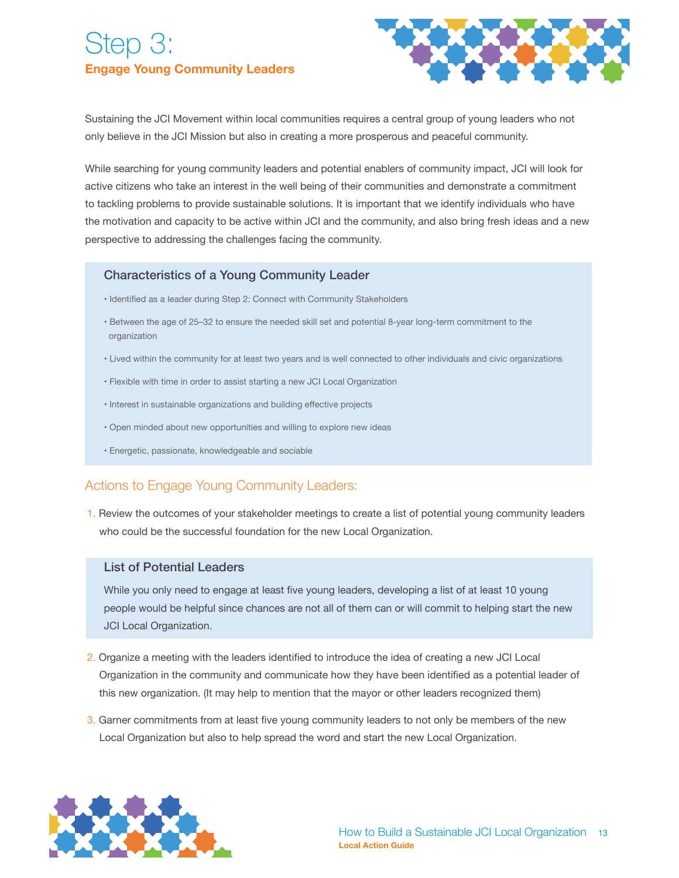# Step 3:

## Engage Young Community Leaders

Sustaining the JCI Movement within local communities requires a central group of young leaders who not only believe in the JCI Mission but also in creating a more prosperous and peaceful community.

While searching for young community leaders and potential enablers of community impact, JCI will look for active citizens who take an interest in the well being of their communities and demonstrate a commitment to tackling problems to provide sustainable solutions. It is important that we identify individuals who have the motivation and capacity to be active within JCI and the community, and also bring fresh ideas and a new perspective to addressing the challenges facing the community.

### Characteristics of a Young Community Leader

- Identified as a leader during Step 2: Connect with Community Stakeholders
- Between the age of 25–32 to ensure the needed skill set and potential 8-year long-term commitment to the organization
- Lived within the community for at least two years and is well connected to other individuals and civic organizations
- Flexible with time in order to assist starting a new JCI Local Organization
- Interest in sustainable organizations and building effective projects
- Open minded about new opportunities and willing to explore new ideas
- Energetic, passionate, knowledgeable and sociable

## Actions to Engage Young Community Leaders:

1. Review the outcomes of your stakeholder meetings to create a list of potential young community leaders who could be the successful foundation for the new Local Organization.

### List of Potential Leaders

While you only need to engage at least five young leaders, developing a list of at least 10 young people would be helpful since chances are not all of them can or will commit to helping start the new JCI Local Organization.

2. Organize a meeting with the leaders identified to introduce the idea of creating a new JCI Local Organization in the community and communicate how they have been identified as a potential leader of this new organization. (It may help to mention that the mayor or other leaders recognized them)

3. Garner commitments from at least five young community leaders to not only be members of the new Local Organization but also to help spread the word and start the new Local Organization.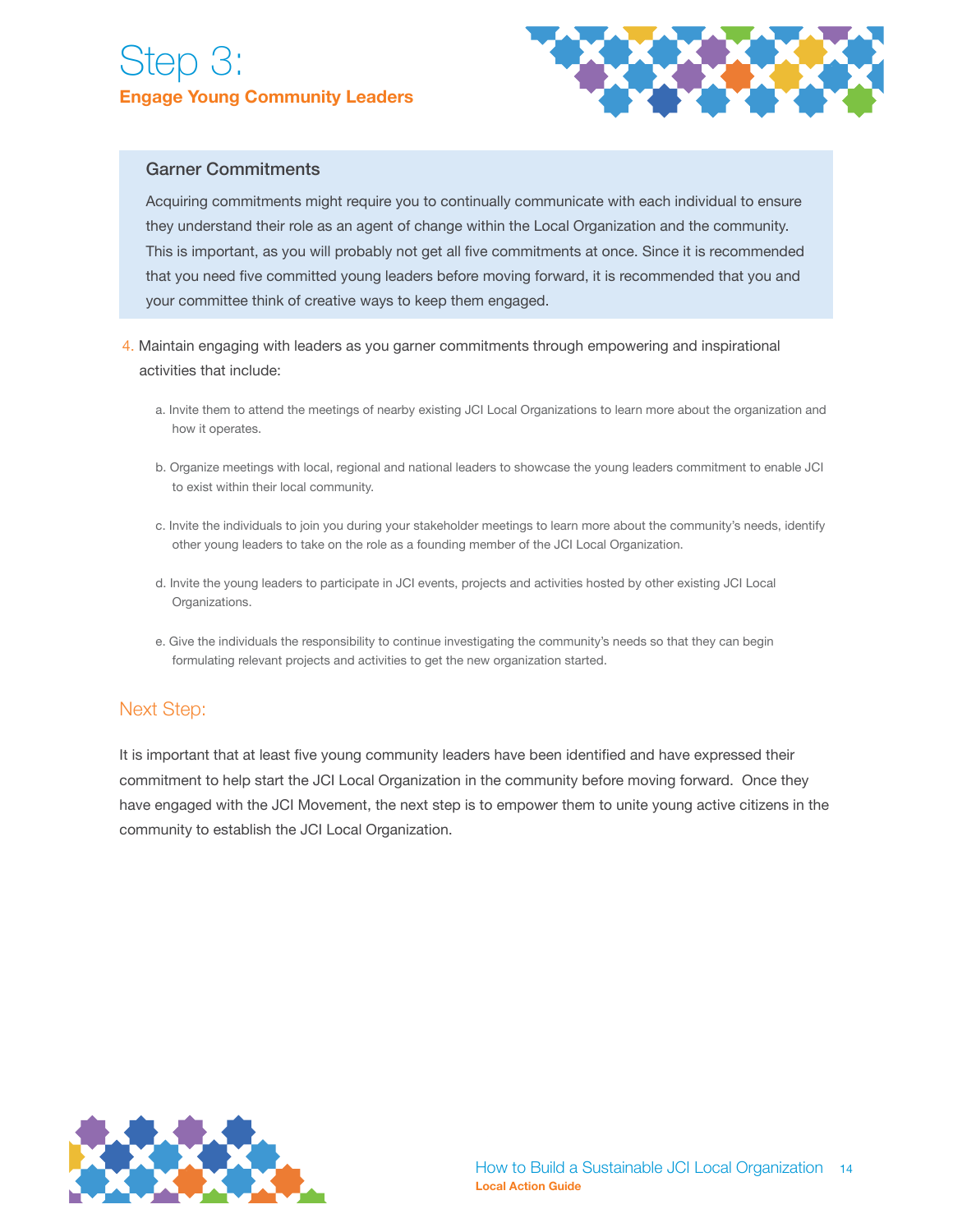# Step 3:

## Engage Young Community Leaders

### Garner Commitments

Acquiring commitments might require you to continually communicate with each individual to ensure they understand their role as an agent of change within the Local Organization and the community. This is important, as you will probably not get all five commitments at once. Since it is recommended that you need five committed young leaders before moving forward, it is recommended that you and your committee think of creative ways to keep them engaged.

4. Maintain engaging with leaders as you garner commitments through empowering and inspirational activities that include:

   a. Invite them to attend the meetings of nearby existing JCI Local Organizations to learn more about the organization and how it operates.

   b. Organize meetings with local, regional and national leaders to showcase the young leaders commitment to enable JCI to exist within their local community.

   c. Invite the individuals to join you during your stakeholder meetings to learn more about the community's needs, identify other young leaders to take on the role as a founding member of the JCI Local Organization.

   d. Invite the young leaders to participate in JCI events, projects and activities hosted by other existing JCI Local Organizations.

   e. Give the individuals the responsibility to continue investigating the community's needs so that they can begin formulating relevant projects and activities to get the new organization started.

## Next Step:

It is important that at least five young community leaders have been identified and have expressed their commitment to help start the JCI Local Organization in the community before moving forward. Once they have engaged with the JCI Movement, the next step is to empower them to unite young active citizens in the community to establish the JCI Local Organization.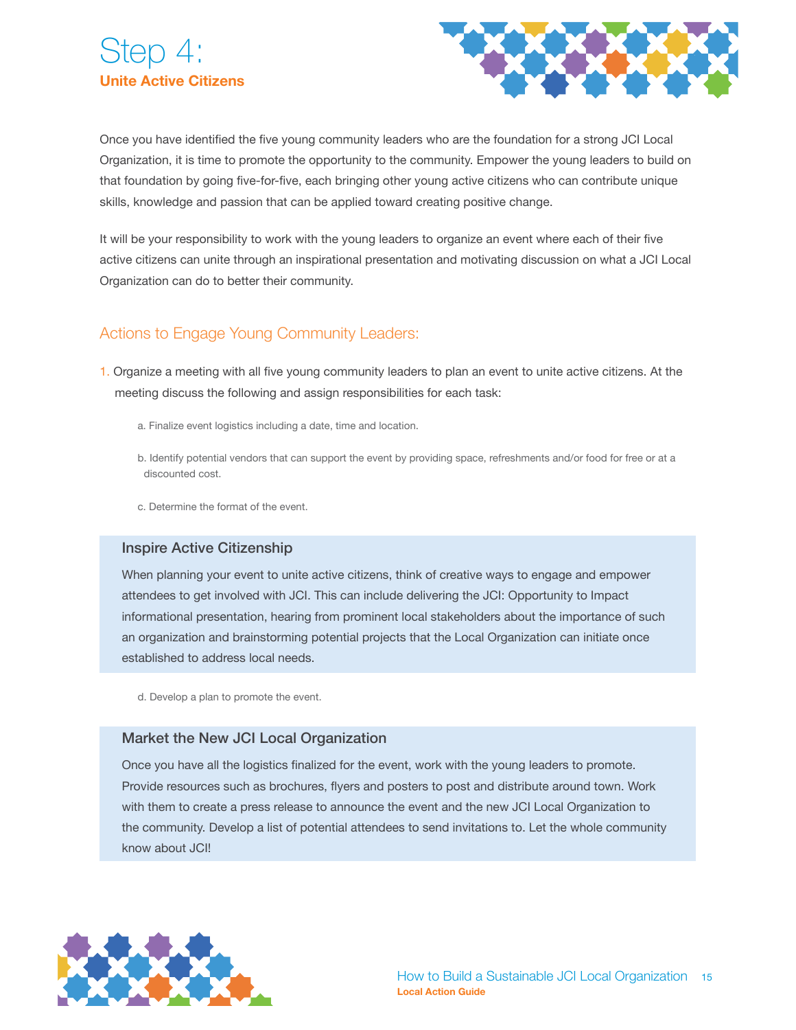# Step 4:
## Unite Active Citizens

Once you have identified the five young community leaders who are the foundation for a strong JCI Local Organization, it is time to promote the opportunity to the community. Empower the young leaders to build on that foundation by going five-for-five, each bringing other young active citizens who can contribute unique skills, knowledge and passion that can be applied toward creating positive change.

It will be your responsibility to work with the young leaders to organize an event where each of their five active citizens can unite through an inspirational presentation and motivating discussion on what a JCI Local Organization can do to better their community.

### Actions to Engage Young Community Leaders:

1. Organize a meeting with all five young community leaders to plan an event to unite active citizens. At the meeting discuss the following and assign responsibilities for each task:

   a. Finalize event logistics including a date, time and location.

   b. Identify potential vendors that can support the event by providing space, refreshments and/or food for free or at a discounted cost.

   c. Determine the format of the event.

#### Inspire Active Citizenship

When planning your event to unite active citizens, think of creative ways to engage and empower attendees to get involved with JCI. This can include delivering the JCI: Opportunity to Impact informational presentation, hearing from prominent local stakeholders about the importance of such an organization and brainstorming potential projects that the Local Organization can initiate once established to address local needs.

   d. Develop a plan to promote the event.

#### Market the New JCI Local Organization

Once you have all the logistics finalized for the event, work with the young leaders to promote. Provide resources such as brochures, flyers and posters to post and distribute around town. Work with them to create a press release to announce the event and the new JCI Local Organization to the community. Develop a list of potential attendees to send invitations to. Let the whole community know about JCI!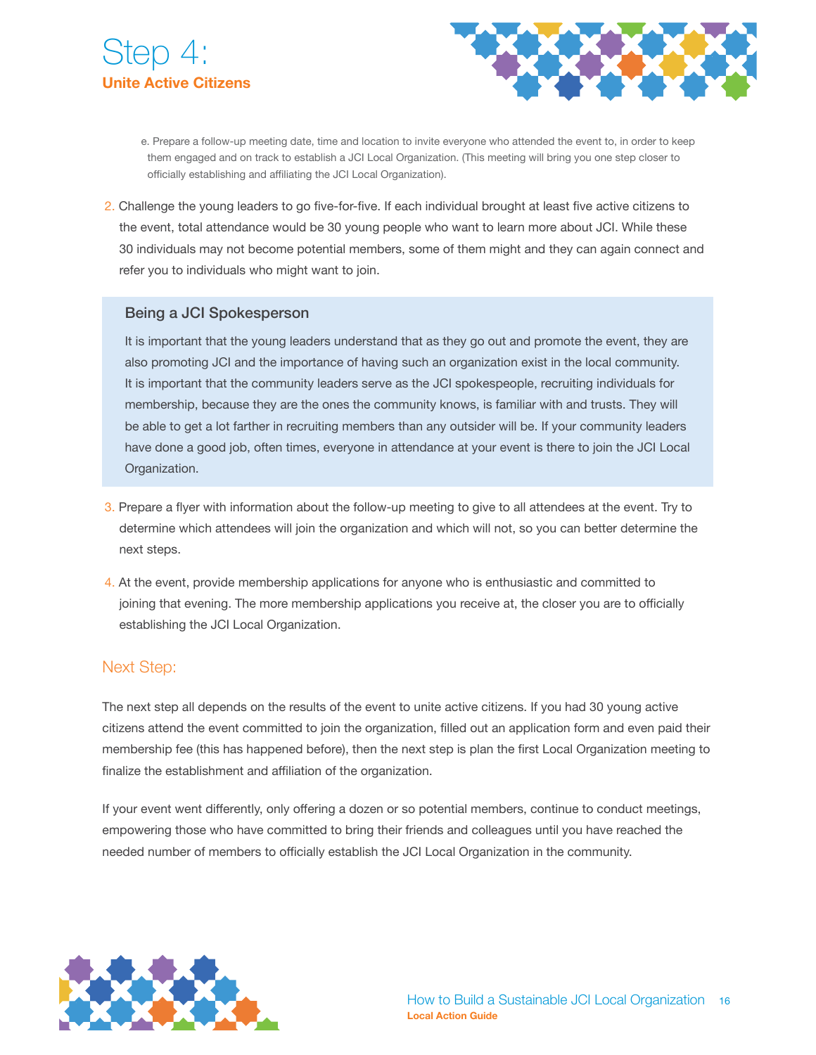# Step 4:
## Unite Active Citizens

   e. Prepare a follow-up meeting date, time and location to invite everyone who attended the event to, in order to keep them engaged and on track to establish a JCI Local Organization. (This meeting will bring you one step closer to officially establishing and affiliating the JCI Local Organization).

2. Challenge the young leaders to go five-for-five. If each individual brought at least five active citizens to the event, total attendance would be 30 young people who want to learn more about JCI. While these 30 individuals may not become potential members, some of them might and they can again connect and refer you to individuals who might want to join.

### Being a JCI Spokesperson

It is important that the young leaders understand that as they go out and promote the event, they are also promoting JCI and the importance of having such an organization exist in the local community. It is important that the community leaders serve as the JCI spokespeople, recruiting individuals for membership, because they are the ones the community knows, is familiar with and trusts. They will be able to get a lot farther in recruiting members than any outsider will be. If your community leaders have done a good job, often times, everyone in attendance at your event is there to join the JCI Local Organization.

3. Prepare a flyer with information about the follow-up meeting to give to all attendees at the event. Try to determine which attendees will join the organization and which will not, so you can better determine the next steps.

4. At the event, provide membership applications for anyone who is enthusiastic and committed to joining that evening. The more membership applications you receive at, the closer you are to officially establishing the JCI Local Organization.

## Next Step:

The next step all depends on the results of the event to unite active citizens. If you had 30 young active citizens attend the event committed to join the organization, filled out an application form and even paid their membership fee (this has happened before), then the next step is plan the first Local Organization meeting to finalize the establishment and affiliation of the organization.

If your event went differently, only offering a dozen or so potential members, continue to conduct meetings, empowering those who have committed to bring their friends and colleagues until you have reached the needed number of members to officially establish the JCI Local Organization in the community.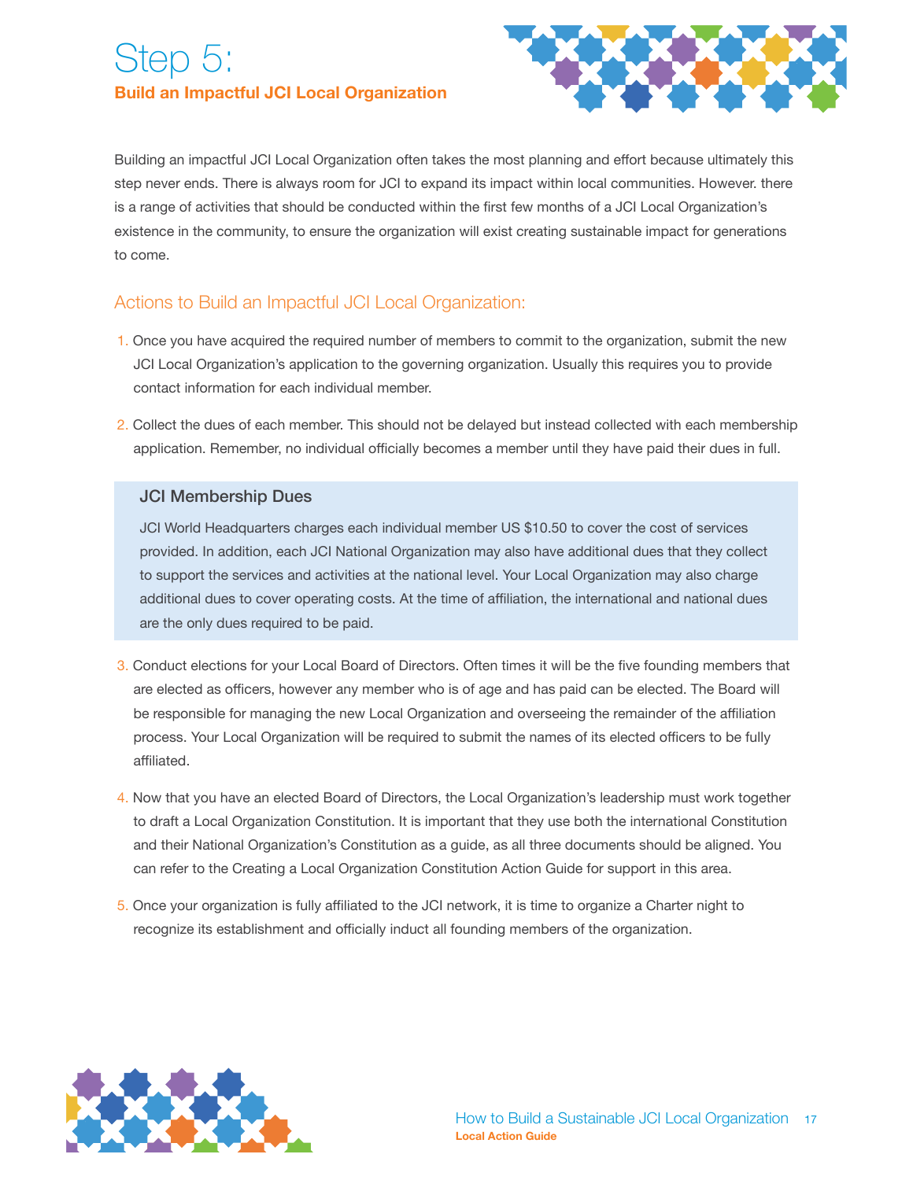# Step 5:

## Build an Impactful JCI Local Organization

Building an impactful JCI Local Organization often takes the most planning and effort because ultimately this step never ends. There is always room for JCI to expand its impact within local communities. However. there is a range of activities that should be conducted within the first few months of a JCI Local Organization's existence in the community, to ensure the organization will exist creating sustainable impact for generations to come.

### Actions to Build an Impactful JCI Local Organization:

1. Once you have acquired the required number of members to commit to the organization, submit the new JCI Local Organization's application to the governing organization. Usually this requires you to provide contact information for each individual member.

2. Collect the dues of each member. This should not be delayed but instead collected with each membership application. Remember, no individual officially becomes a member until they have paid their dues in full.

> **JCI Membership Dues**
>
> JCI World Headquarters charges each individual member US $10.50 to cover the cost of services provided. In addition, each JCI National Organization may also have additional dues that they collect to support the services and activities at the national level. Your Local Organization may also charge additional dues to cover operating costs. At the time of affiliation, the international and national dues are the only dues required to be paid.

3. Conduct elections for your Local Board of Directors. Often times it will be the five founding members that are elected as officers, however any member who is of age and has paid can be elected. The Board will be responsible for managing the new Local Organization and overseeing the remainder of the affiliation process. Your Local Organization will be required to submit the names of its elected officers to be fully affiliated.

4. Now that you have an elected Board of Directors, the Local Organization's leadership must work together to draft a Local Organization Constitution. It is important that they use both the international Constitution and their National Organization's Constitution as a guide, as all three documents should be aligned. You can refer to the Creating a Local Organization Constitution Action Guide for support in this area.

5. Once your organization is fully affiliated to the JCI network, it is time to organize a Charter night to recognize its establishment and officially induct all founding members of the organization.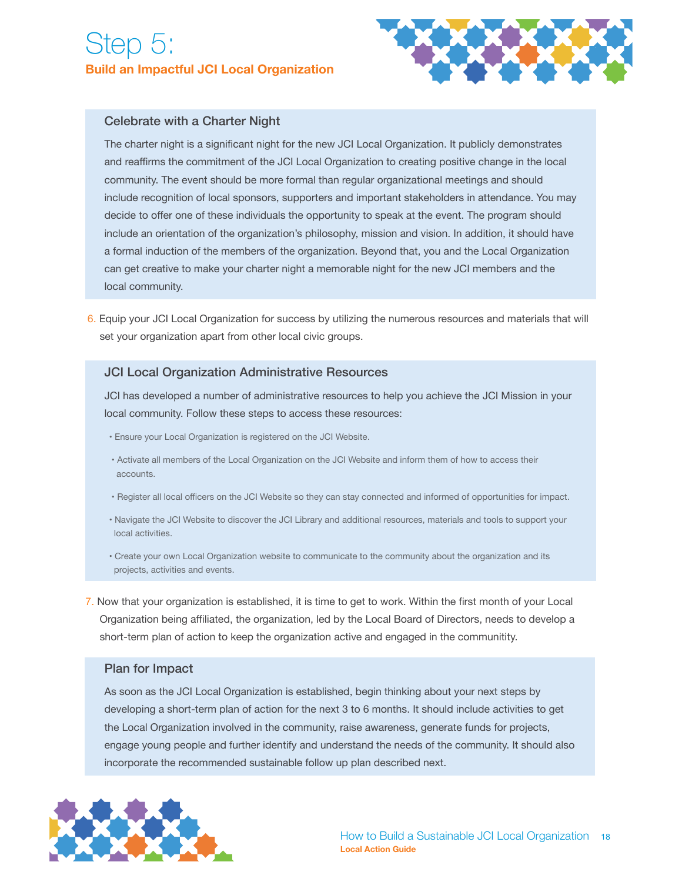# Step 5:

## Build an Impactful JCI Local Organization

### Celebrate with a Charter Night

The charter night is a significant night for the new JCI Local Organization. It publicly demonstrates and reaffirms the commitment of the JCI Local Organization to creating positive change in the local community. The event should be more formal than regular organizational meetings and should include recognition of local sponsors, supporters and important stakeholders in attendance. You may decide to offer one of these individuals the opportunity to speak at the event. The program should include an orientation of the organization's philosophy, mission and vision. In addition, it should have a formal induction of the members of the organization. Beyond that, you and the Local Organization can get creative to make your charter night a memorable night for the new JCI members and the local community.

6. Equip your JCI Local Organization for success by utilizing the numerous resources and materials that will set your organization apart from other local civic groups.

### JCI Local Organization Administrative Resources

JCI has developed a number of administrative resources to help you achieve the JCI Mission in your local community. Follow these steps to access these resources:

- Ensure your Local Organization is registered on the JCI Website.
- Activate all members of the Local Organization on the JCI Website and inform them of how to access their accounts.
- Register all local officers on the JCI Website so they can stay connected and informed of opportunities for impact.
- Navigate the JCI Website to discover the JCI Library and additional resources, materials and tools to support your local activities.
- Create your own Local Organization website to communicate to the community about the organization and its projects, activities and events.

7. Now that your organization is established, it is time to get to work. Within the first month of your Local Organization being affiliated, the organization, led by the Local Board of Directors, needs to develop a short-term plan of action to keep the organization active and engaged in the communitity.

### Plan for Impact

As soon as the JCI Local Organization is established, begin thinking about your next steps by developing a short-term plan of action for the next 3 to 6 months. It should include activities to get the Local Organization involved in the community, raise awareness, generate funds for projects, engage young people and further identify and understand the needs of the community. It should also incorporate the recommended sustainable follow up plan described next.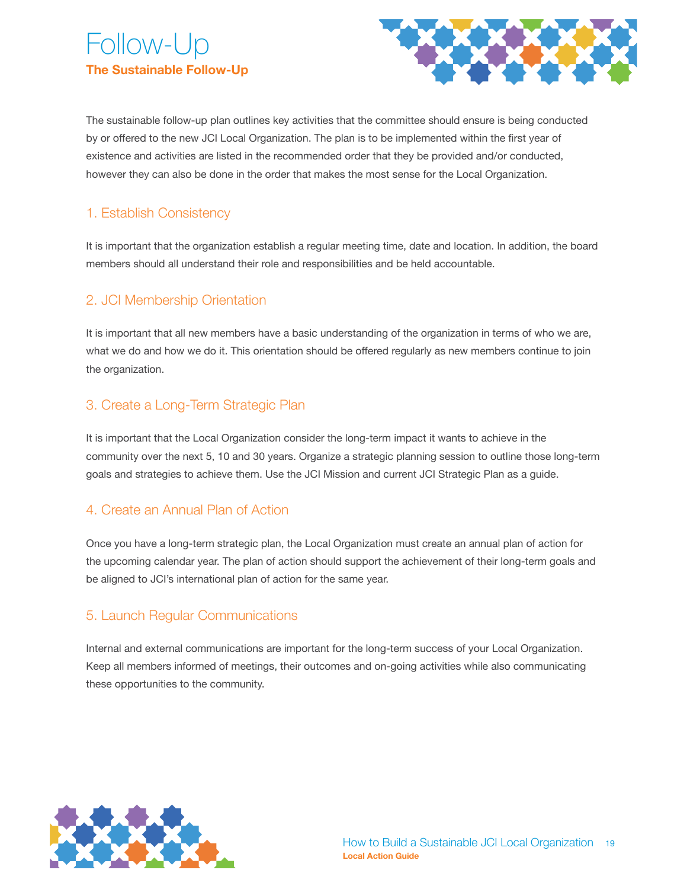# Follow-Up

## The Sustainable Follow-Up

The sustainable follow-up plan outlines key activities that the committee should ensure is being conducted by or offered to the new JCI Local Organization. The plan is to be implemented within the first year of existence and activities are listed in the recommended order that they be provided and/or conducted, however they can also be done in the order that makes the most sense for the Local Organization.

### 1. Establish Consistency

It is important that the organization establish a regular meeting time, date and location. In addition, the board members should all understand their role and responsibilities and be held accountable.

### 2. JCI Membership Orientation

It is important that all new members have a basic understanding of the organization in terms of who we are, what we do and how we do it. This orientation should be offered regularly as new members continue to join the organization.

### 3. Create a Long-Term Strategic Plan

It is important that the Local Organization consider the long-term impact it wants to achieve in the community over the next 5, 10 and 30 years. Organize a strategic planning session to outline those long-term goals and strategies to achieve them. Use the JCI Mission and current JCI Strategic Plan as a guide.

### 4. Create an Annual Plan of Action

Once you have a long-term strategic plan, the Local Organization must create an annual plan of action for the upcoming calendar year. The plan of action should support the achievement of their long-term goals and be aligned to JCI's international plan of action for the same year.

### 5. Launch Regular Communications

Internal and external communications are important for the long-term success of your Local Organization. Keep all members informed of meetings, their outcomes and on-going activities while also communicating these opportunities to the community.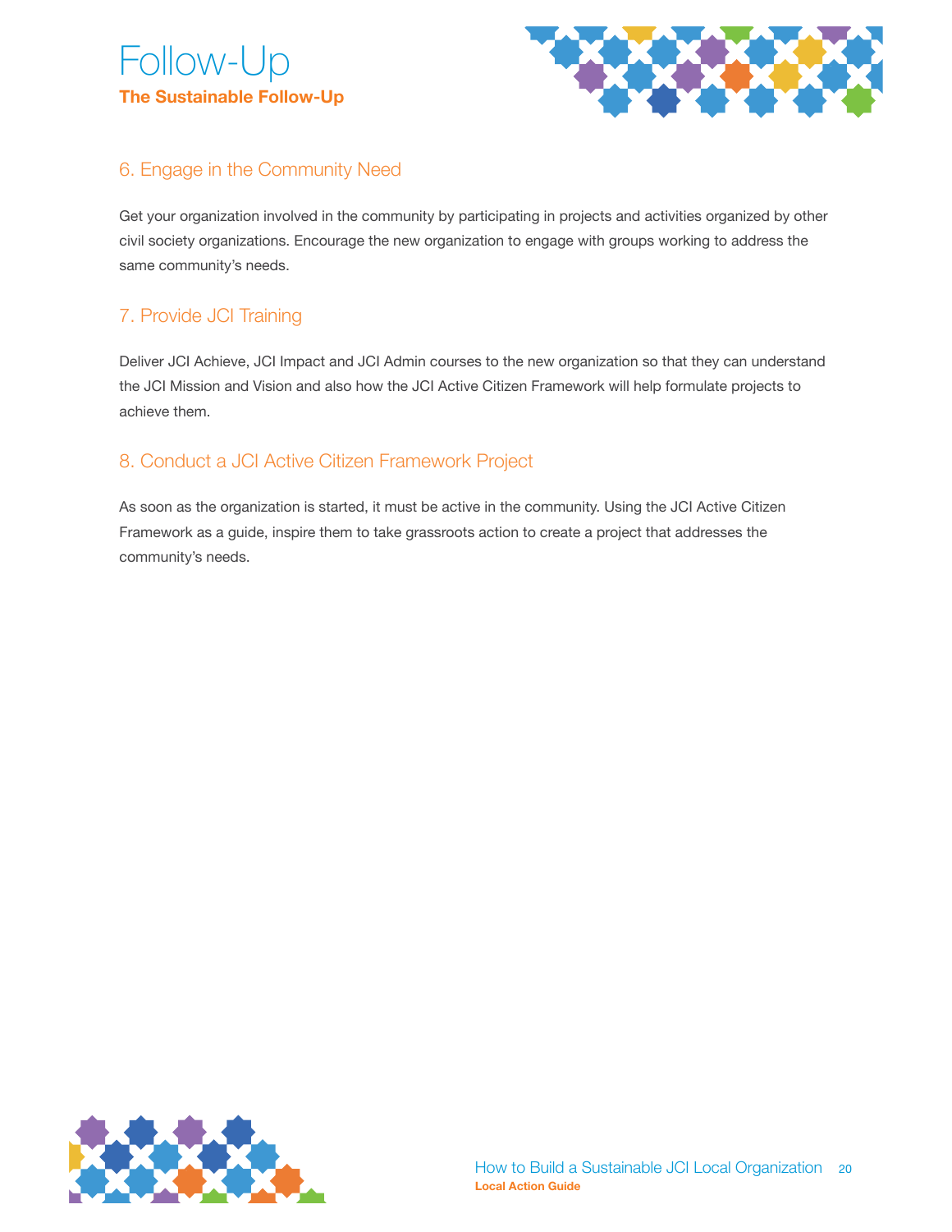# Follow-Up

**The Sustainable Follow-Up**

## 6. Engage in the Community Need

Get your organization involved in the community by participating in projects and activities organized by other civil society organizations. Encourage the new organization to engage with groups working to address the same community's needs.

## 7. Provide JCI Training

Deliver JCI Achieve, JCI Impact and JCI Admin courses to the new organization so that they can understand the JCI Mission and Vision and also how the JCI Active Citizen Framework will help formulate projects to achieve them.

## 8. Conduct a JCI Active Citizen Framework Project

As soon as the organization is started, it must be active in the community. Using the JCI Active Citizen Framework as a guide, inspire them to take grassroots action to create a project that addresses the community's needs.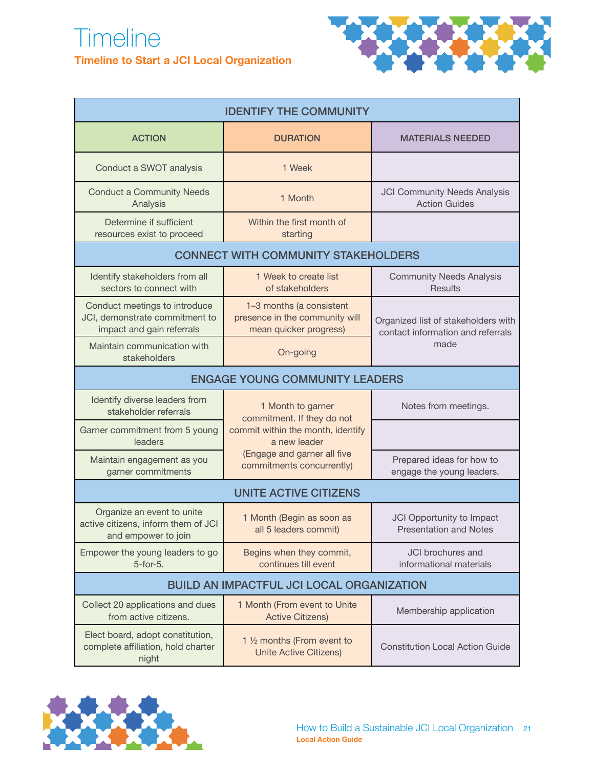# Timeline

## Timeline to Start a JCI Local Organization

| ACTION | DURATION | MATERIALS NEEDED |
|---|---|---|
| **IDENTIFY THE COMMUNITY** | | |
| Conduct a SWOT analysis | 1 Week | |
| Conduct a Community Needs Analysis | 1 Month | JCI Community Needs Analysis Action Guides |
| Determine if sufficient resources exist to proceed | Within the first month of starting | |
| **CONNECT WITH COMMUNITY STAKEHOLDERS** | | |
| Identify stakeholders from all sectors to connect with | 1 Week to create list of stakeholders | Community Needs Analysis Results |
| Conduct meetings to introduce JCI, demonstrate commitment to impact and gain referrals | 1–3 months (a consistent presence in the community will mean quicker progress) | Organized list of stakeholders with contact information and referrals made |
| Maintain communication with stakeholders | On-going | |
| **ENGAGE YOUNG COMMUNITY LEADERS** | | |
| Identify diverse leaders from stakeholder referrals | 1 Month to garner commitment. If they do not commit within the month, identify a new leader (Engage and garner all five commitments concurrently) | Notes from meetings. |
| Garner commitment from 5 young leaders | | |
| Maintain engagement as you garner commitments | | Prepared ideas for how to engage the young leaders. |
| **UNITE ACTIVE CITIZENS** | | |
| Organize an event to unite active citizens, inform them of JCI and empower to join | 1 Month (Begin as soon as all 5 leaders commit) | JCI Opportunity to Impact Presentation and Notes |
| Empower the young leaders to go 5-for-5. | Begins when they commit, continues till event | JCI brochures and informational materials |
| **BUILD AN IMPACTFUL JCI LOCAL ORGANIZATION** | | |
| Collect 20 applications and dues from active citizens. | 1 Month (From event to Unite Active Citizens) | Membership application |
| Elect board, adopt constitution, complete affiliation, hold charter night | 1 ½ months (From event to Unite Active Citizens) | Constitution Local Action Guide |